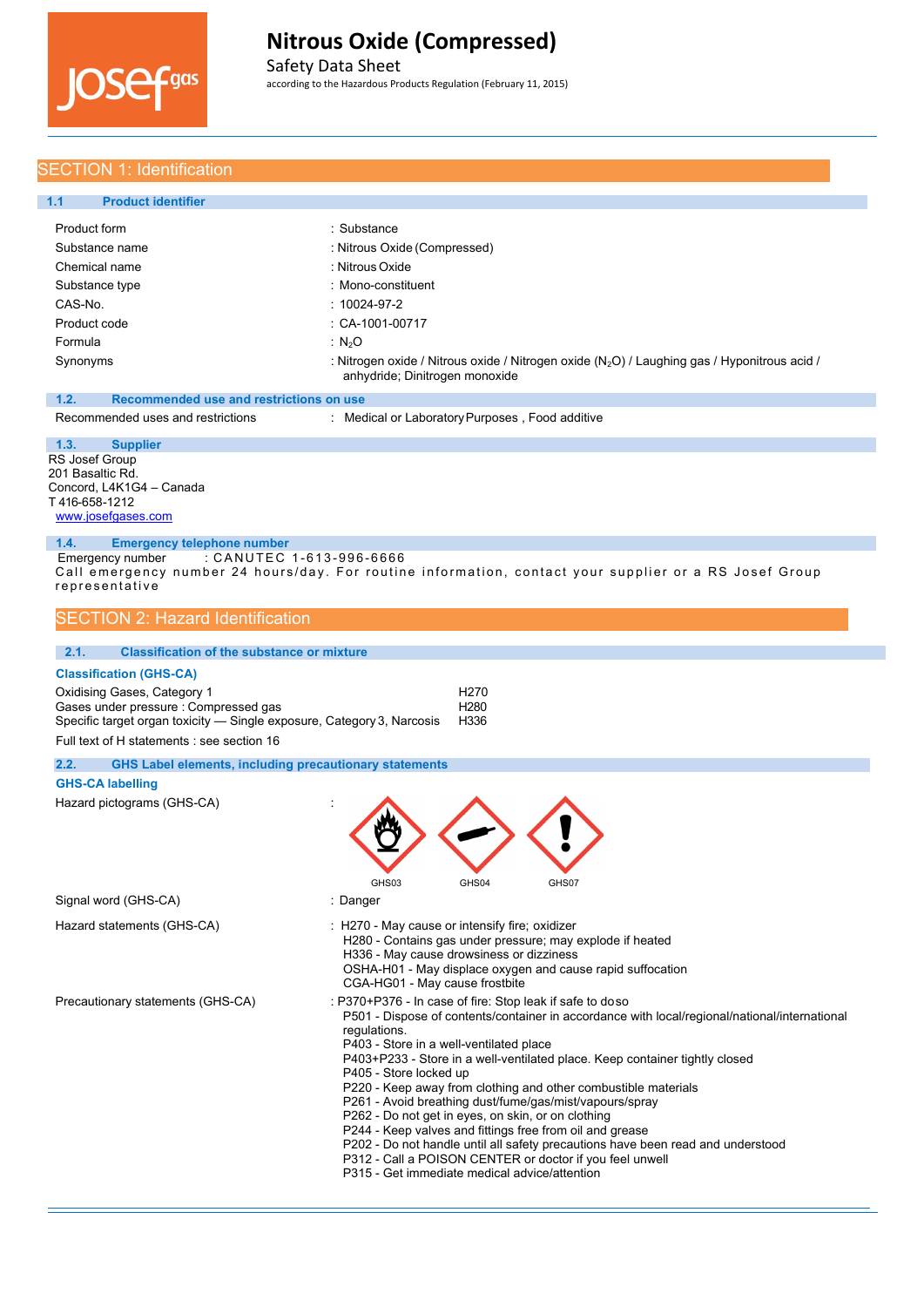# Nitrous Oxide (Compressed)

Safety Data Sheet

according to the Hazardous Products Regulation (February 11, 2015)

## SECTION 1: Identification

### 1.1 Product identifier

| | |
|---|---|
| Product form | : Substance |
| Substance name | : Nitrous Oxide (Compressed) |
| Chemical name | : Nitrous Oxide |
| Substance type | : Mono-constituent |
| CAS-No. | : 10024-97-2 |
| Product code | : CA-1001-00717 |
| Formula | : $N_2O$ |
| Synonyms | : Nitrogen oxide / Nitrous oxide / Nitrogen oxide ($N_2O$) / Laughing gas / Hyponitrous acid / anhydride; Dinitrogen monoxide |

### 1.2. Recommended use and restrictions on use

Recommended uses and restrictions : Medical or Laboratory Purposes , Food additive

### 1.3. Supplier

RS Josef Group
201 Basaltic Rd.
Concord, L4K1G4 – Canada
T 416-658-1212
www.josefgases.com

### 1.4. Emergency telephone number

Emergency number : CANUTEC 1-613-996-6666

Call emergency number 24 hours/day. For routine information, contact your supplier or a RS Josef Group representative

## SECTION 2: Hazard Identification

### 2.1. Classification of the substance or mixture

**Classification (GHS-CA)**

| | |
|---|---|
| Oxidising Gases, Category 1 | H270 |
| Gases under pressure : Compressed gas | H280 |
| Specific target organ toxicity — Single exposure, Category 3, Narcosis | H336 |

Full text of H statements : see section 16

### 2.2. GHS Label elements, including precautionary statements

**GHS-CA labelling**

Hazard pictograms (GHS-CA) : GHS03 GHS04 GHS07

Signal word (GHS-CA) : Danger

Hazard statements (GHS-CA) :
- H270 - May cause or intensify fire; oxidizer
- H280 - Contains gas under pressure; may explode if heated
- H336 - May cause drowsiness or dizziness
- OSHA-H01 - May displace oxygen and cause rapid suffocation
- CGA-HG01 - May cause frostbite

Precautionary statements (GHS-CA) :
- P370+P376 - In case of fire: Stop leak if safe to doso
- P501 - Dispose of contents/container in accordance with local/regional/national/international regulations.
- P403 - Store in a well-ventilated place
- P403+P233 - Store in a well-ventilated place. Keep container tightly closed
- P405 - Store locked up
- P220 - Keep away from clothing and other combustible materials
- P261 - Avoid breathing dust/fume/gas/mist/vapours/spray
- P262 - Do not get in eyes, on skin, or on clothing
- P244 - Keep valves and fittings free from oil and grease
- P202 - Do not handle until all safety precautions have been read and understood
- P312 - Call a POISON CENTER or doctor if you feel unwell
- P315 - Get immediate medical advice/attention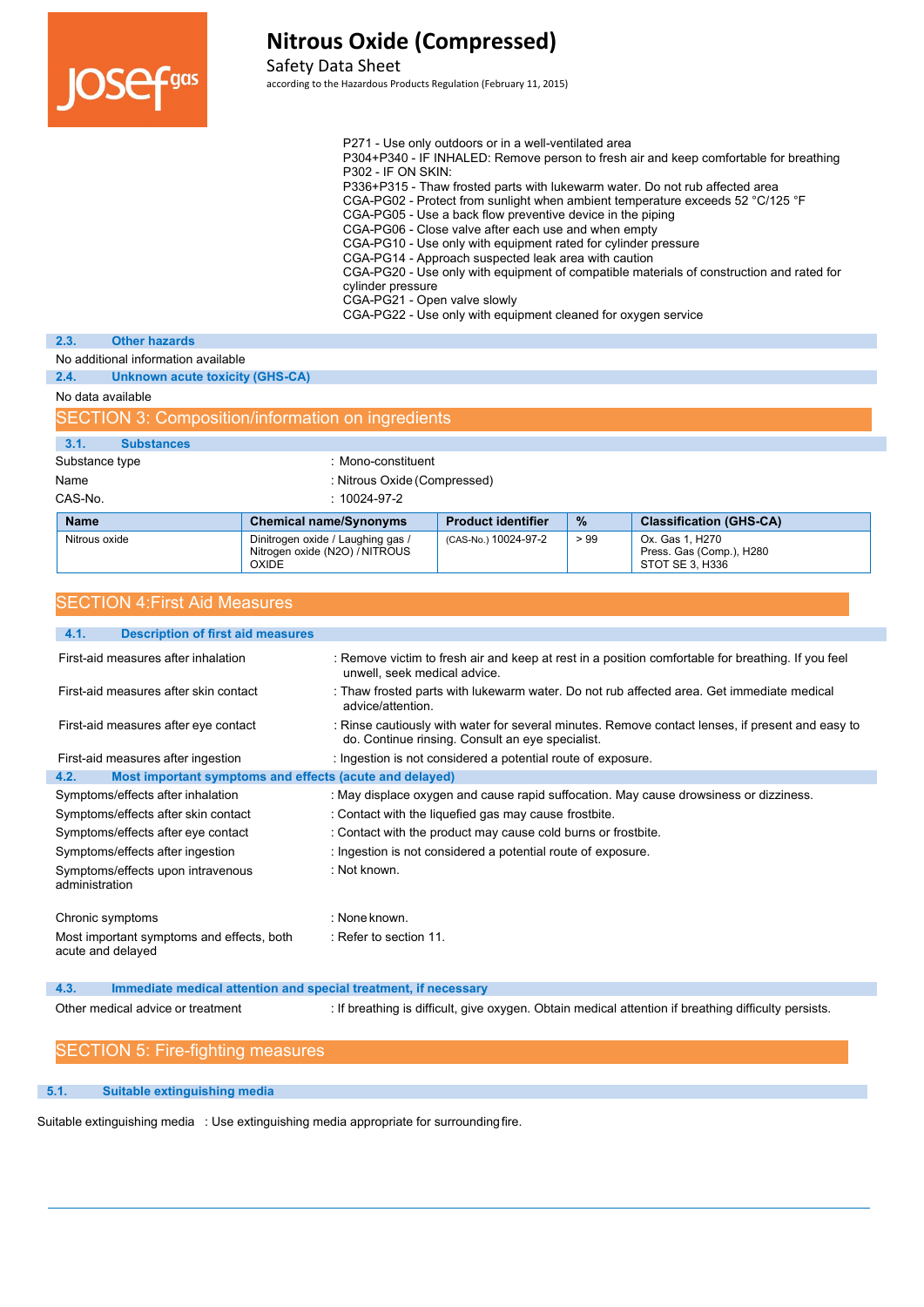P271 - Use only outdoors or in a well-ventilated area
P304+P340 - IF INHALED: Remove person to fresh air and keep comfortable for breathing
P302 - IF ON SKIN:
P336+P315 - Thaw frosted parts with lukewarm water. Do not rub affected area
CGA-PG02 - Protect from sunlight when ambient temperature exceeds 52 °C/125 °F
CGA-PG05 - Use a back flow preventive device in the piping
CGA-PG06 - Close valve after each use and when empty
CGA-PG10 - Use only with equipment rated for cylinder pressure
CGA-PG14 - Approach suspected leak area with caution
CGA-PG20 - Use only with equipment of compatible materials of construction and rated for cylinder pressure
CGA-PG21 - Open valve slowly
CGA-PG22 - Use only with equipment cleaned for oxygen service

### 2.3. Other hazards

No additional information available

### 2.4. Unknown acute toxicity (GHS-CA)

No data available

## SECTION 3: Composition/information on ingredients

### 3.1. Substances

Substance type : Mono-constituent

Name : Nitrous Oxide (Compressed)

CAS-No. : 10024-97-2

| Name | Chemical name/Synonyms | Product identifier | % | Classification (GHS-CA) |
|---|---|---|---|---|
| Nitrous oxide | Dinitrogen oxide / Laughing gas / Nitrogen oxide (N2O) / NITROUS OXIDE | (CAS-No.) 10024-97-2 | > 99 | Ox. Gas 1, H270<br>Press. Gas (Comp.), H280<br>STOT SE 3, H336 |

## SECTION 4:First Aid Measures

### 4.1. Description of first aid measures

First-aid measures after inhalation : Remove victim to fresh air and keep at rest in a position comfortable for breathing. If you feel unwell, seek medical advice.

First-aid measures after skin contact : Thaw frosted parts with lukewarm water. Do not rub affected area. Get immediate medical advice/attention.

First-aid measures after eye contact : Rinse cautiously with water for several minutes. Remove contact lenses, if present and easy to do. Continue rinsing. Consult an eye specialist.

First-aid measures after ingestion : Ingestion is not considered a potential route of exposure.

### 4.2. Most important symptoms and effects (acute and delayed)

Symptoms/effects after inhalation : May displace oxygen and cause rapid suffocation. May cause drowsiness or dizziness.

Symptoms/effects after skin contact : Contact with the liquefied gas may cause frostbite.

Symptoms/effects after eye contact : Contact with the product may cause cold burns or frostbite.

Symptoms/effects after ingestion : Ingestion is not considered a potential route of exposure.

Symptoms/effects upon intravenous administration : Not known.

Chronic symptoms : None known.

Most important symptoms and effects, both acute and delayed : Refer to section 11.

### 4.3. Immediate medical attention and special treatment, if necessary

Other medical advice or treatment : If breathing is difficult, give oxygen. Obtain medical attention if breathing difficulty persists.

## SECTION 5: Fire-fighting measures

### 5.1. Suitable extinguishing media

Suitable extinguishing media : Use extinguishing media appropriate for surrounding fire.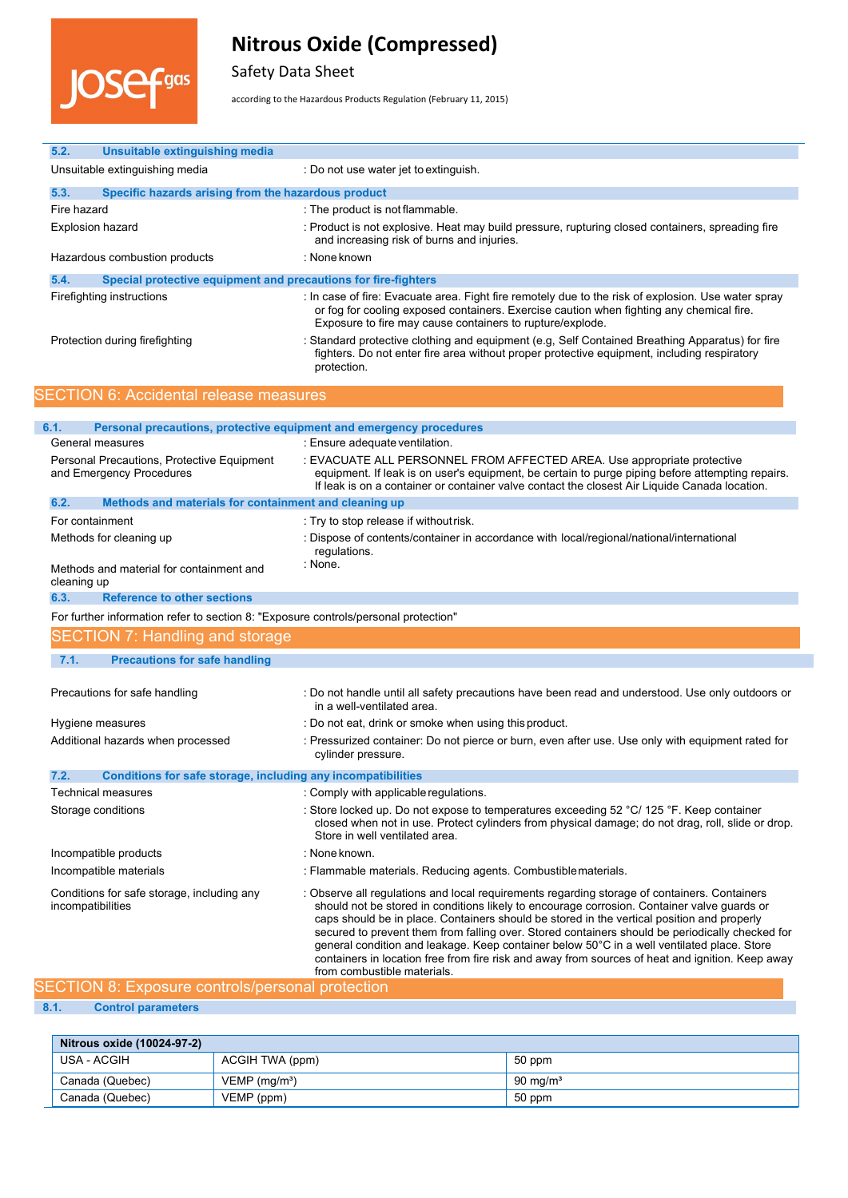### 5.2. Unsuitable extinguishing media

| | |
|---|---|
| Unsuitable extinguishing media | : Do not use water jet to extinguish. |

### 5.3. Specific hazards arising from the hazardous product

| | |
|---|---|
| Fire hazard | : The product is not flammable. |
| Explosion hazard | : Product is not explosive. Heat may build pressure, rupturing closed containers, spreading fire and increasing risk of burns and injuries. |
| Hazardous combustion products | : None known |

### 5.4. Special protective equipment and precautions for fire-fighters

| | |
|---|---|
| Firefighting instructions | : In case of fire: Evacuate area. Fight fire remotely due to the risk of explosion. Use water spray or fog for cooling exposed containers. Exercise caution when fighting any chemical fire. Exposure to fire may cause containers to rupture/explode. |
| Protection during firefighting | : Standard protective clothing and equipment (e.g, Self Contained Breathing Apparatus) for fire fighters. Do not enter fire area without proper protective equipment, including respiratory protection. |

## SECTION 6: Accidental release measures

### 6.1. Personal precautions, protective equipment and emergency procedures

| | |
|---|---|
| General measures | : Ensure adequate ventilation. |
| Personal Precautions, Protective Equipment and Emergency Procedures | : EVACUATE ALL PERSONNEL FROM AFFECTED AREA. Use appropriate protective equipment. If leak is on user's equipment, be certain to purge piping before attempting repairs. If leak is on a container or container valve contact the closest Air Liquide Canada location. |

### 6.2. Methods and materials for containment and cleaning up

| | |
|---|---|
| For containment | : Try to stop release if without risk. |
| Methods for cleaning up | : Dispose of contents/container in accordance with local/regional/national/international regulations. |
| Methods and material for containment and cleaning up | : None. |

### 6.3. Reference to other sections

For further information refer to section 8: "Exposure controls/personal protection"

## SECTION 7: Handling and storage

### 7.1. Precautions for safe handling

| | |
|---|---|
| Precautions for safe handling | : Do not handle until all safety precautions have been read and understood. Use only outdoors or in a well-ventilated area. |
| Hygiene measures | : Do not eat, drink or smoke when using this product. |
| Additional hazards when processed | : Pressurized container: Do not pierce or burn, even after use. Use only with equipment rated for cylinder pressure. |

### 7.2. Conditions for safe storage, including any incompatibilities

| | |
|---|---|
| Technical measures | : Comply with applicable regulations. |
| Storage conditions | : Store locked up. Do not expose to temperatures exceeding 52 °C/ 125 °F. Keep container closed when not in use. Protect cylinders from physical damage; do not drag, roll, slide or drop. Store in well ventilated area. |
| Incompatible products | : None known. |
| Incompatible materials | : Flammable materials. Reducing agents. Combustible materials. |
| Conditions for safe storage, including any incompatibilities | : Observe all regulations and local requirements regarding storage of containers. Containers should not be stored in conditions likely to encourage corrosion. Container valve guards or caps should be in place. Containers should be stored in the vertical position and properly secured to prevent them from falling over. Stored containers should be periodically checked for general condition and leakage. Keep container below 50°C in a well ventilated place. Store containers in location free from fire risk and away from sources of heat and ignition. Keep away from combustible materials. |

## SECTION 8: Exposure controls/personal protection

### 8.1. Control parameters

| Nitrous oxide (10024-97-2) | | |
|---|---|---|
| USA - ACGIH | ACGIH TWA (ppm) | 50 ppm |
| Canada (Quebec) | VEMP ($mg/m^3$) | 90 $mg/m^3$ |
| Canada (Quebec) | VEMP (ppm) | 50 ppm |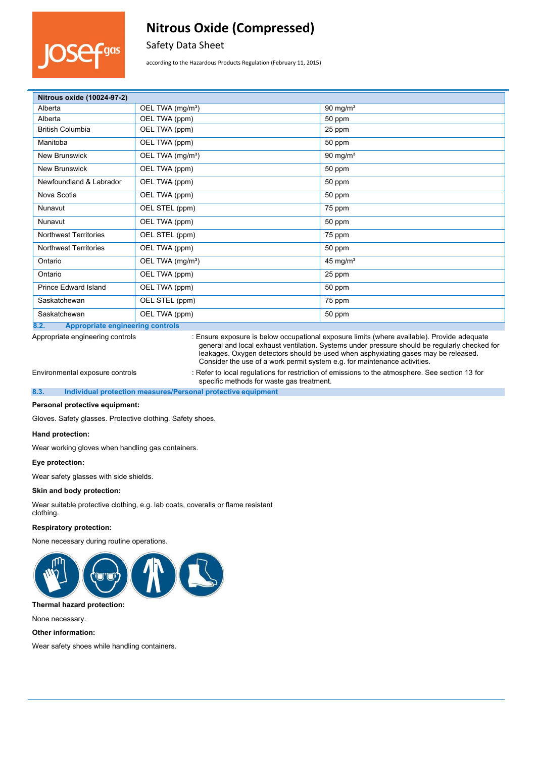| Nitrous oxide (10024-97-2) | | |
|---|---|---|
| Alberta | OEL TWA (mg/m³) | 90 mg/m³ |
| Alberta | OEL TWA (ppm) | 50 ppm |
| British Columbia | OEL TWA (ppm) | 25 ppm |
| Manitoba | OEL TWA (ppm) | 50 ppm |
| New Brunswick | OEL TWA (mg/m³) | 90 mg/m³ |
| New Brunswick | OEL TWA (ppm) | 50 ppm |
| Newfoundland & Labrador | OEL TWA (ppm) | 50 ppm |
| Nova Scotia | OEL TWA (ppm) | 50 ppm |
| Nunavut | OEL STEL (ppm) | 75 ppm |
| Nunavut | OEL TWA (ppm) | 50 ppm |
| Northwest Territories | OEL STEL (ppm) | 75 ppm |
| Northwest Territories | OEL TWA (ppm) | 50 ppm |
| Ontario | OEL TWA (mg/m³) | 45 mg/m³ |
| Ontario | OEL TWA (ppm) | 25 ppm |
| Prince Edward Island | OEL TWA (ppm) | 50 ppm |
| Saskatchewan | OEL STEL (ppm) | 75 ppm |
| Saskatchewan | OEL TWA (ppm) | 50 ppm |

## 8.2. Appropriate engineering controls

Appropriate engineering controls : Ensure exposure is below occupational exposure limits (where available). Provide adequate general and local exhaust ventilation. Systems under pressure should be regularly checked for leakages. Oxygen detectors should be used when asphyxiating gases may be released. Consider the use of a work permit system e.g. for maintenance activities.

Environmental exposure controls : Refer to local regulations for restriction of emissions to the atmosphere. See section 13 for specific methods for waste gas treatment.

## 8.3. Individual protection measures/Personal protective equipment

**Personal protective equipment:**

Gloves. Safety glasses. Protective clothing. Safety shoes.

**Hand protection:**

Wear working gloves when handling gas containers.

**Eye protection:**

Wear safety glasses with side shields.

**Skin and body protection:**

Wear suitable protective clothing, e.g. lab coats, coveralls or flame resistant clothing.

**Respiratory protection:**

None necessary during routine operations.

**Thermal hazard protection:**

None necessary.

**Other information:**

Wear safety shoes while handling containers.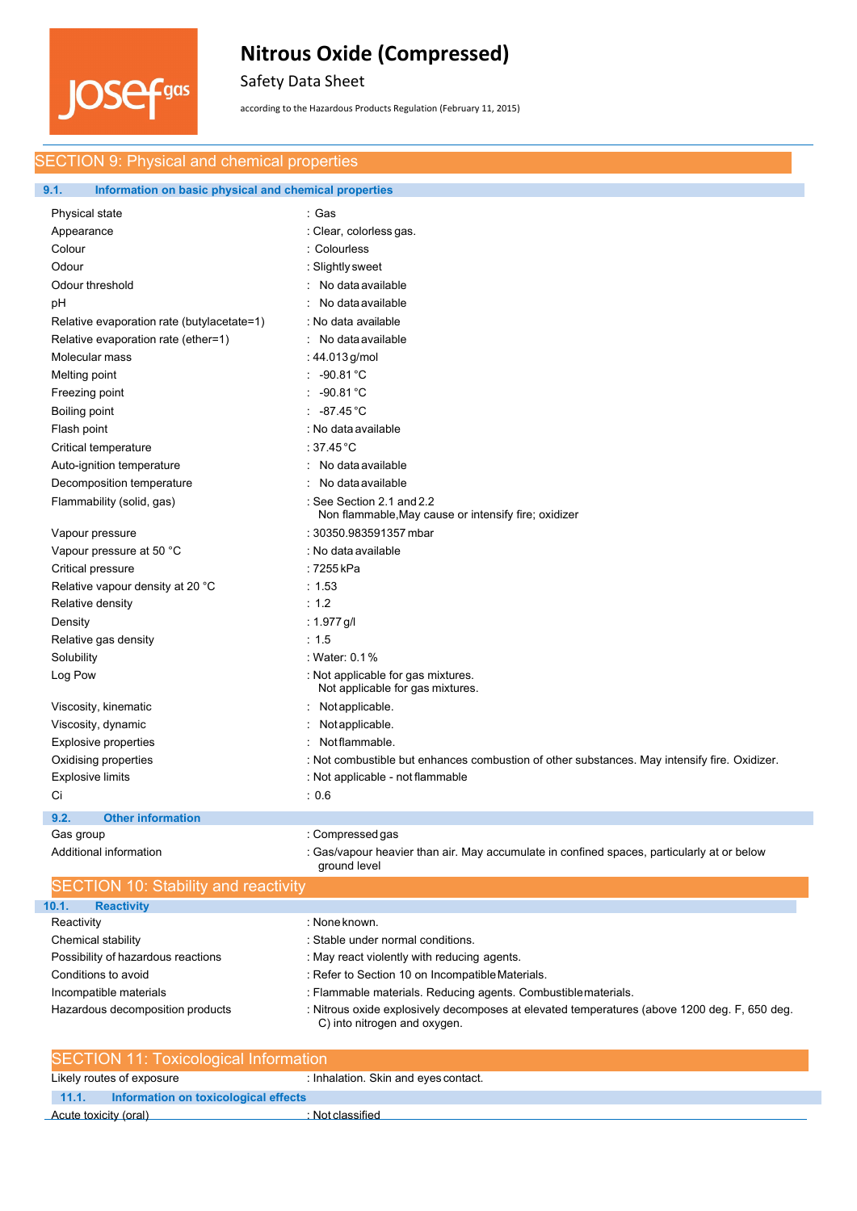## SECTION 9: Physical and chemical properties

### 9.1. Information on basic physical and chemical properties

| | |
|---|---|
| Physical state | : Gas |
| Appearance | : Clear, colorless gas. |
| Colour | : Colourless |
| Odour | : Slightly sweet |
| Odour threshold | : No data available |
| pH | : No data available |
| Relative evaporation rate (butylacetate=1) | : No data available |
| Relative evaporation rate (ether=1) | : No data available |
| Molecular mass | : 44.013 g/mol |
| Melting point | : -90.81 °C |
| Freezing point | : -90.81 °C |
| Boiling point | : -87.45 °C |
| Flash point | : No data available |
| Critical temperature | : 37.45 °C |
| Auto-ignition temperature | : No data available |
| Decomposition temperature | : No data available |
| Flammability (solid, gas) | : See Section 2.1 and 2.2<br>Non flammable,May cause or intensify fire; oxidizer |
| Vapour pressure | : 30350.983591357 mbar |
| Vapour pressure at 50 °C | : No data available |
| Critical pressure | : 7255 kPa |
| Relative vapour density at 20 °C | : 1.53 |
| Relative density | : 1.2 |
| Density | : 1.977 g/l |
| Relative gas density | : 1.5 |
| Solubility | : Water: 0.1 % |
| Log Pow | : Not applicable for gas mixtures.<br>Not applicable for gas mixtures. |
| Viscosity, kinematic | : Not applicable. |
| Viscosity, dynamic | : Not applicable. |
| Explosive properties | : Not flammable. |
| Oxidising properties | : Not combustible but enhances combustion of other substances. May intensify fire. Oxidizer. |
| Explosive limits | : Not applicable - not flammable |
| Ci | : 0.6 |

### 9.2. Other information

| | |
|---|---|
| Gas group | : Compressed gas |
| Additional information | : Gas/vapour heavier than air. May accumulate in confined spaces, particularly at or below ground level |

## SECTION 10: Stability and reactivity

### 10.1. Reactivity

| | |
|---|---|
| Reactivity | : None known. |
| Chemical stability | : Stable under normal conditions. |
| Possibility of hazardous reactions | : May react violently with reducing agents. |
| Conditions to avoid | : Refer to Section 10 on Incompatible Materials. |
| Incompatible materials | : Flammable materials. Reducing agents. Combustible materials. |
| Hazardous decomposition products | : Nitrous oxide explosively decomposes at elevated temperatures (above 1200 deg. F, 650 deg. C) into nitrogen and oxygen. |

## SECTION 11: Toxicological Information

| | |
|---|---|
| Likely routes of exposure | : Inhalation. Skin and eyes contact. |

### 11.1. Information on toxicological effects

| | |
|---|---|
| Acute toxicity (oral) | : Not classified |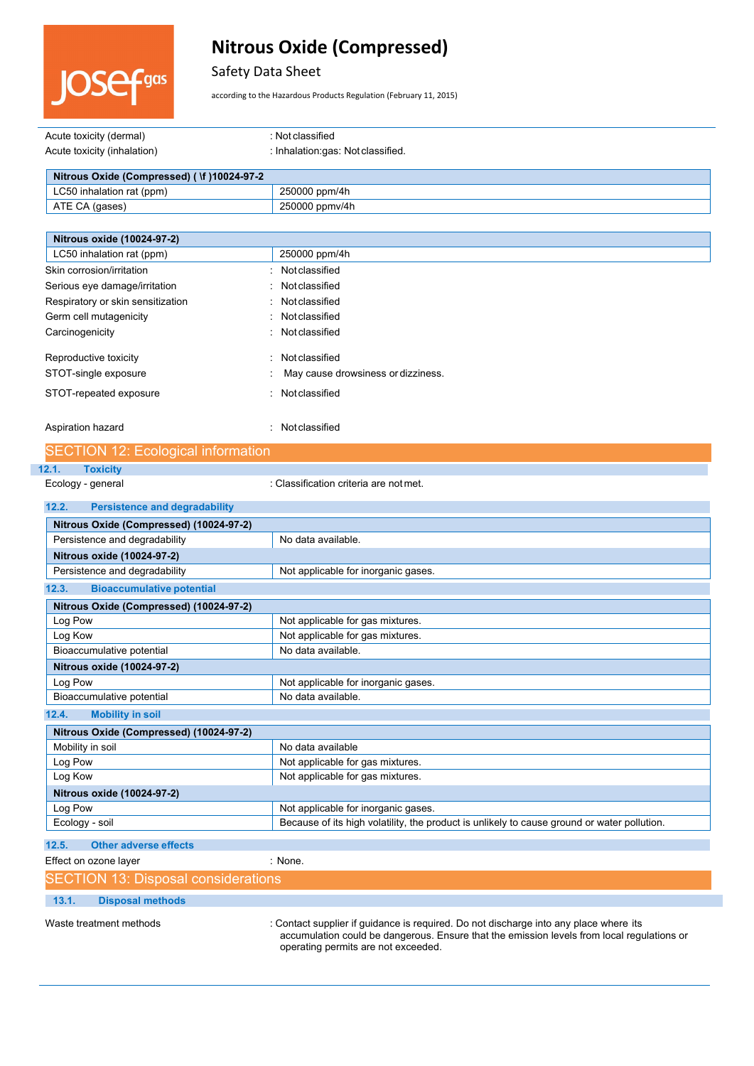| | |
|---|---|
| Acute toxicity (dermal) | : Not classified |
| Acute toxicity (inhalation) | : Inhalation:gas: Not classified. |

| Nitrous Oxide (Compressed) ( \f )10024-97-2 | |
|---|---|
| LC50 inhalation rat (ppm) | 250000 ppm/4h |
| ATE CA (gases) | 250000 ppmv/4h |

| Nitrous oxide (10024-97-2) | |
|---|---|
| LC50 inhalation rat (ppm) | 250000 ppm/4h |

| | |
|---|---|
| Skin corrosion/irritation | : Not classified |
| Serious eye damage/irritation | : Not classified |
| Respiratory or skin sensitization | : Not classified |
| Germ cell mutagenicity | : Not classified |
| Carcinogenicity | : Not classified |
| Reproductive toxicity | : Not classified |
| STOT-single exposure | : May cause drowsiness or dizziness. |
| STOT-repeated exposure | : Not classified |
| Aspiration hazard | : Not classified |

## SECTION 12: Ecological information

### 12.1. Toxicity

Ecology - general : Classification criteria are not met.

### 12.2. Persistence and degradability

| Nitrous Oxide (Compressed) (10024-97-2) | |
|---|---|
| Persistence and degradability | No data available. |
| **Nitrous oxide (10024-97-2)** | |
| Persistence and degradability | Not applicable for inorganic gases. |

### 12.3. Bioaccumulative potential

| Nitrous Oxide (Compressed) (10024-97-2) | |
|---|---|
| Log Pow | Not applicable for gas mixtures. |
| Log Kow | Not applicable for gas mixtures. |
| Bioaccumulative potential | No data available. |
| **Nitrous oxide (10024-97-2)** | |
| Log Pow | Not applicable for inorganic gases. |
| Bioaccumulative potential | No data available. |

### 12.4. Mobility in soil

| Nitrous Oxide (Compressed) (10024-97-2) | |
|---|---|
| Mobility in soil | No data available |
| Log Pow | Not applicable for gas mixtures. |
| Log Kow | Not applicable for gas mixtures. |
| **Nitrous oxide (10024-97-2)** | |
| Log Pow | Not applicable for inorganic gases. |
| Ecology - soil | Because of its high volatility, the product is unlikely to cause ground or water pollution. |

### 12.5. Other adverse effects

Effect on ozone layer : None.

## SECTION 13: Disposal considerations

### 13.1. Disposal methods

Waste treatment methods : Contact supplier if guidance is required. Do not discharge into any place where its accumulation could be dangerous. Ensure that the emission levels from local regulations or operating permits are not exceeded.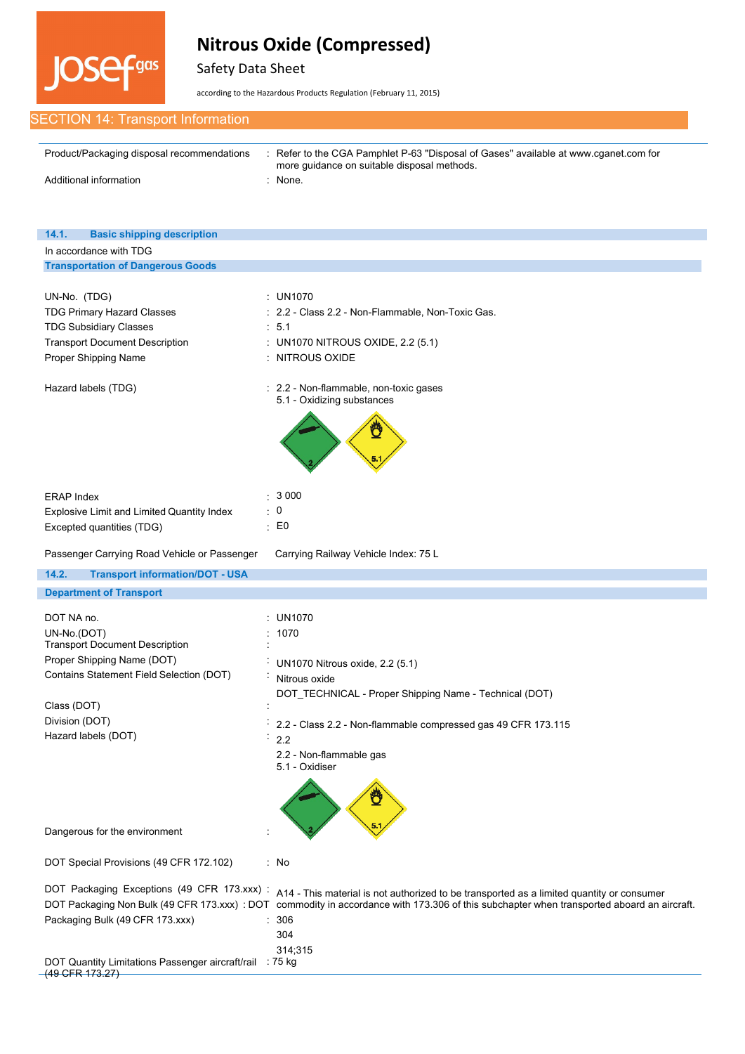# Nitrous Oxide (Compressed)

Safety Data Sheet

according to the Hazardous Products Regulation (February 11, 2015)

## SECTION 14: Transport Information

| | |
|---|---|
| Product/Packaging disposal recommendations | : Refer to the CGA Pamphlet P-63 "Disposal of Gases" available at www.cganet.com for more guidance on suitable disposal methods. |
| Additional information | : None. |

### 14.1. Basic shipping description

In accordance with TDG

**Transportation of Dangerous Goods**

| | |
|---|---|
| UN-No. (TDG) | : UN1070 |
| TDG Primary Hazard Classes | : 2.2 - Class 2.2 - Non-Flammable, Non-Toxic Gas. |
| TDG Subsidiary Classes | : 5.1 |
| Transport Document Description | : UN1070 NITROUS OXIDE, 2.2 (5.1) |
| Proper Shipping Name | : NITROUS OXIDE |
| Hazard labels (TDG) | : 2.2 - Non-flammable, non-toxic gases<br>5.1 - Oxidizing substances |
| ERAP Index | : 3 000 |
| Explosive Limit and Limited Quantity Index | : 0 |
| Excepted quantities (TDG) | : E0 |

Passenger Carrying Road Vehicle or Passenger Carrying Railway Vehicle Index: 75 L

### 14.2. Transport information/DOT - USA

**Department of Transport**

| | |
|---|---|
| DOT NA no. | : UN1070 |
| UN-No.(DOT) | : 1070 |
| Transport Document Description | : |
| Proper Shipping Name (DOT) | : UN1070 Nitrous oxide, 2.2 (5.1) |
| Contains Statement Field Selection (DOT) | : Nitrous oxide<br>DOT_TECHNICAL - Proper Shipping Name - Technical (DOT) |
| Class (DOT) | : |
| Division (DOT) | : 2.2 - Class 2.2 - Non-flammable compressed gas 49 CFR 173.115 |
| Hazard labels (DOT) | : 2.2<br>2.2 - Non-flammable gas<br>5.1 - Oxidiser |
| Dangerous for the environment | : |
| DOT Special Provisions (49 CFR 172.102) | : No |
| DOT Packaging Exceptions (49 CFR 173.xxx) | : A14 - This material is not authorized to be transported as a limited quantity or consumer commodity in accordance with 173.306 of this subchapter when transported aboard an aircraft. |
| DOT Packaging Non Bulk (49 CFR 173.xxx) | : DOT |
| Packaging Bulk (49 CFR 173.xxx) | : 306<br>304<br>314;315 |
| DOT Quantity Limitations Passenger aircraft/rail (49 CFR 173.27) | : 75 kg |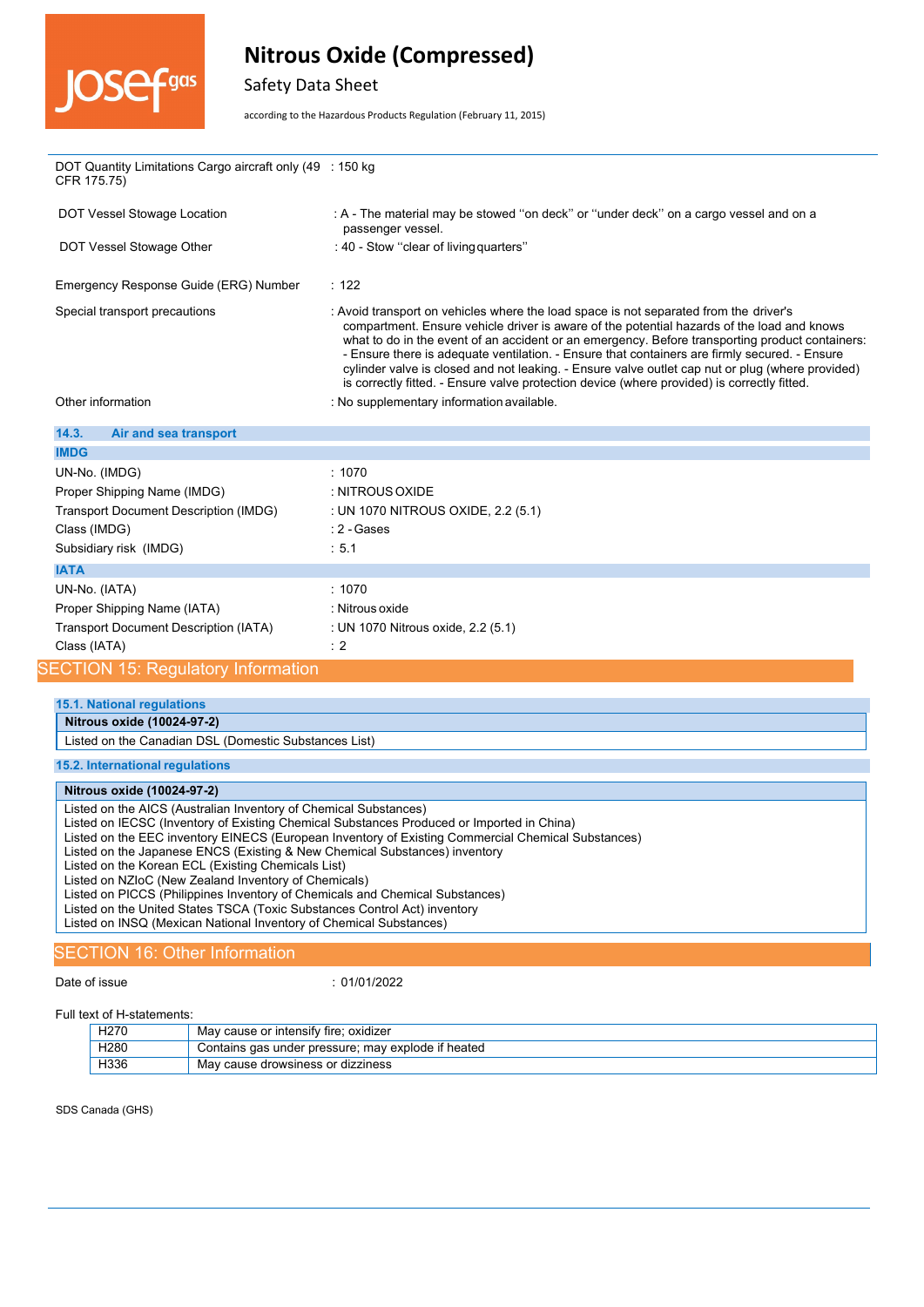| | |
|---|---|
| DOT Quantity Limitations Cargo aircraft only (49 CFR 175.75) | : 150 kg |
| DOT Vessel Stowage Location | : A - The material may be stowed "on deck" or "under deck" on a cargo vessel and on a passenger vessel. |
| DOT Vessel Stowage Other | : 40 - Stow "clear of living quarters" |
| Emergency Response Guide (ERG) Number | : 122 |
| Special transport precautions | : Avoid transport on vehicles where the load space is not separated from the driver's compartment. Ensure vehicle driver is aware of the potential hazards of the load and knows what to do in the event of an accident or an emergency. Before transporting product containers: - Ensure there is adequate ventilation. - Ensure that containers are firmly secured. - Ensure cylinder valve is closed and not leaking. - Ensure valve outlet cap nut or plug (where provided) is correctly fitted. - Ensure valve protection device (where provided) is correctly fitted. |
| Other information | : No supplementary information available. |

### 14.3. Air and sea transport

**IMDG**

| | |
|---|---|
| UN-No. (IMDG) | : 1070 |
| Proper Shipping Name (IMDG) | : NITROUS OXIDE |
| Transport Document Description (IMDG) | : UN 1070 NITROUS OXIDE, 2.2 (5.1) |
| Class (IMDG) | : 2 - Gases |
| Subsidiary risk (IMDG) | : 5.1 |

**IATA**

| | |
|---|---|
| UN-No. (IATA) | : 1070 |
| Proper Shipping Name (IATA) | : Nitrous oxide |
| Transport Document Description (IATA) | : UN 1070 Nitrous oxide, 2.2 (5.1) |
| Class (IATA) | : 2 |

## SECTION 15: Regulatory Information

### 15.1. National regulations

**Nitrous oxide (10024-97-2)**

Listed on the Canadian DSL (Domestic Substances List)

### 15.2. International regulations

**Nitrous oxide (10024-97-2)**

Listed on the AICS (Australian Inventory of Chemical Substances)
Listed on IECSC (Inventory of Existing Chemical Substances Produced or Imported in China)
Listed on the EEC inventory EINECS (European Inventory of Existing Commercial Chemical Substances)
Listed on the Japanese ENCS (Existing & New Chemical Substances) inventory
Listed on the Korean ECL (Existing Chemicals List)
Listed on NZIoC (New Zealand Inventory of Chemicals)
Listed on PICCS (Philippines Inventory of Chemicals and Chemical Substances)
Listed on the United States TSCA (Toxic Substances Control Act) inventory
Listed on INSQ (Mexican National Inventory of Chemical Substances)

## SECTION 16: Other Information

Date of issue : 01/01/2022

Full text of H-statements:

| | |
|---|---|
| H270 | May cause or intensify fire; oxidizer |
| H280 | Contains gas under pressure; may explode if heated |
| H336 | May cause drowsiness or dizziness |

SDS Canada (GHS)